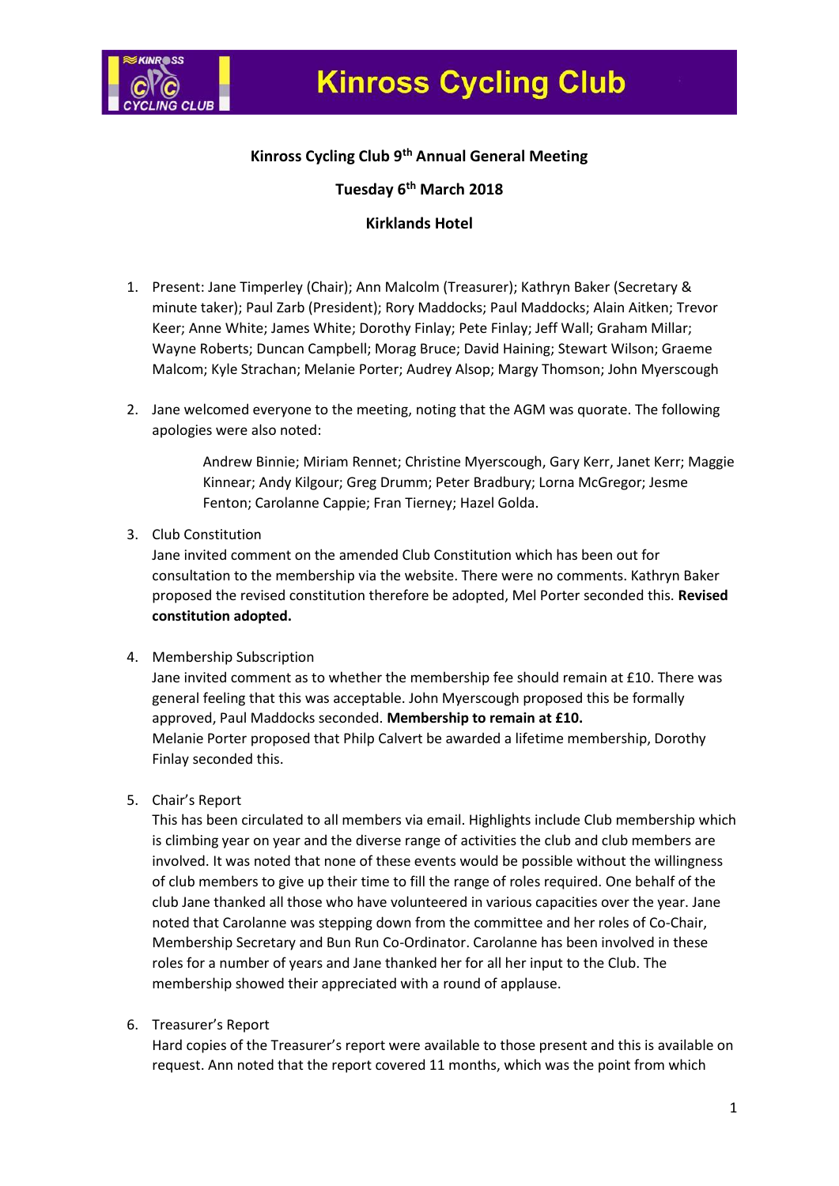# Kinross Cycling Club

**Kinross Cycling Club 9th Annual General Meeting**

**Tuesday 6th March 2018**

**Kirklands Hotel**

1. Present: Jane Timperley (Chair); Ann Malcolm (Treasurer); Kathryn Baker (Secretary & minute taker); Paul Zarb (President); Rory Maddocks; Paul Maddocks; Alain Aitken; Trevor Keer; Anne White; James White; Dorothy Finlay; Pete Finlay; Jeff Wall; Graham Millar; Wayne Roberts; Duncan Campbell; Morag Bruce; David Haining; Stewart Wilson; Graeme Malcom; Kyle Strachan; Melanie Porter; Audrey Alsop; Margy Thomson; John Myerscough

2. Jane welcomed everyone to the meeting, noting that the AGM was quorate. The following apologies were also noted:

   Andrew Binnie; Miriam Rennet; Christine Myerscough, Gary Kerr, Janet Kerr; Maggie Kinnear; Andy Kilgour; Greg Drumm; Peter Bradbury; Lorna McGregor; Jesme Fenton; Carolanne Cappie; Fran Tierney; Hazel Golda.

3. Club Constitution
   Jane invited comment on the amended Club Constitution which has been out for consultation to the membership via the website. There were no comments. Kathryn Baker proposed the revised constitution therefore be adopted, Mel Porter seconded this. **Revised constitution adopted.**

4. Membership Subscription
   Jane invited comment as to whether the membership fee should remain at £10. There was general feeling that this was acceptable. John Myerscough proposed this be formally approved, Paul Maddocks seconded. **Membership to remain at £10.**
   Melanie Porter proposed that Philp Calvert be awarded a lifetime membership, Dorothy Finlay seconded this.

5. Chair's Report
   This has been circulated to all members via email. Highlights include Club membership which is climbing year on year and the diverse range of activities the club and club members are involved. It was noted that none of these events would be possible without the willingness of club members to give up their time to fill the range of roles required. One behalf of the club Jane thanked all those who have volunteered in various capacities over the year. Jane noted that Carolanne was stepping down from the committee and her roles of Co-Chair, Membership Secretary and Bun Run Co-Ordinator. Carolanne has been involved in these roles for a number of years and Jane thanked her for all her input to the Club. The membership showed their appreciated with a round of applause.

6. Treasurer's Report
   Hard copies of the Treasurer's report were available to those present and this is available on request. Ann noted that the report covered 11 months, which was the point from which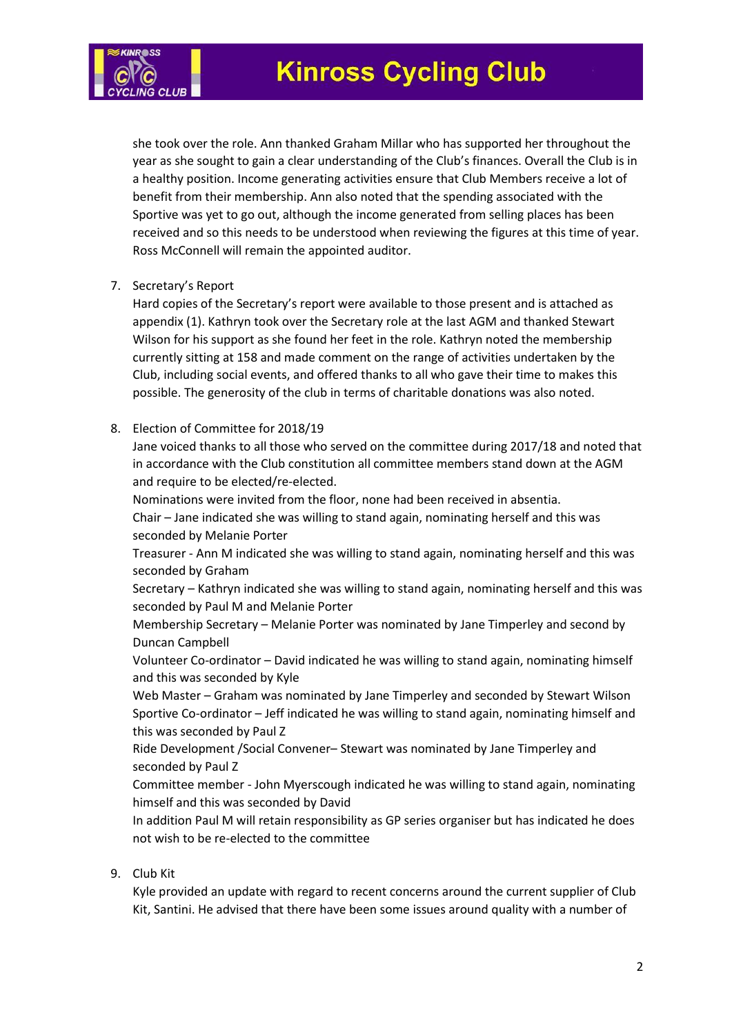she took over the role. Ann thanked Graham Millar who has supported her throughout the year as she sought to gain a clear understanding of the Club's finances. Overall the Club is in a healthy position. Income generating activities ensure that Club Members receive a lot of benefit from their membership. Ann also noted that the spending associated with the Sportive was yet to go out, although the income generated from selling places has been received and so this needs to be understood when reviewing the figures at this time of year. Ross McConnell will remain the appointed auditor.

7. Secretary's Report
   Hard copies of the Secretary's report were available to those present and is attached as appendix (1). Kathryn took over the Secretary role at the last AGM and thanked Stewart Wilson for his support as she found her feet in the role. Kathryn noted the membership currently sitting at 158 and made comment on the range of activities undertaken by the Club, including social events, and offered thanks to all who gave their time to makes this possible. The generosity of the club in terms of charitable donations was also noted.

8. Election of Committee for 2018/19
   Jane voiced thanks to all those who served on the committee during 2017/18 and noted that in accordance with the Club constitution all committee members stand down at the AGM and require to be elected/re-elected.
   Nominations were invited from the floor, none had been received in absentia.
   Chair – Jane indicated she was willing to stand again, nominating herself and this was seconded by Melanie Porter
   Treasurer - Ann M indicated she was willing to stand again, nominating herself and this was seconded by Graham
   Secretary – Kathryn indicated she was willing to stand again, nominating herself and this was seconded by Paul M and Melanie Porter
   Membership Secretary – Melanie Porter was nominated by Jane Timperley and second by Duncan Campbell
   Volunteer Co-ordinator – David indicated he was willing to stand again, nominating himself and this was seconded by Kyle
   Web Master – Graham was nominated by Jane Timperley and seconded by Stewart Wilson
   Sportive Co-ordinator – Jeff indicated he was willing to stand again, nominating himself and this was seconded by Paul Z
   Ride Development /Social Convener– Stewart was nominated by Jane Timperley and seconded by Paul Z
   Committee member - John Myerscough indicated he was willing to stand again, nominating himself and this was seconded by David
   In addition Paul M will retain responsibility as GP series organiser but has indicated he does not wish to be re-elected to the committee

9. Club Kit
   Kyle provided an update with regard to recent concerns around the current supplier of Club Kit, Santini. He advised that there have been some issues around quality with a number of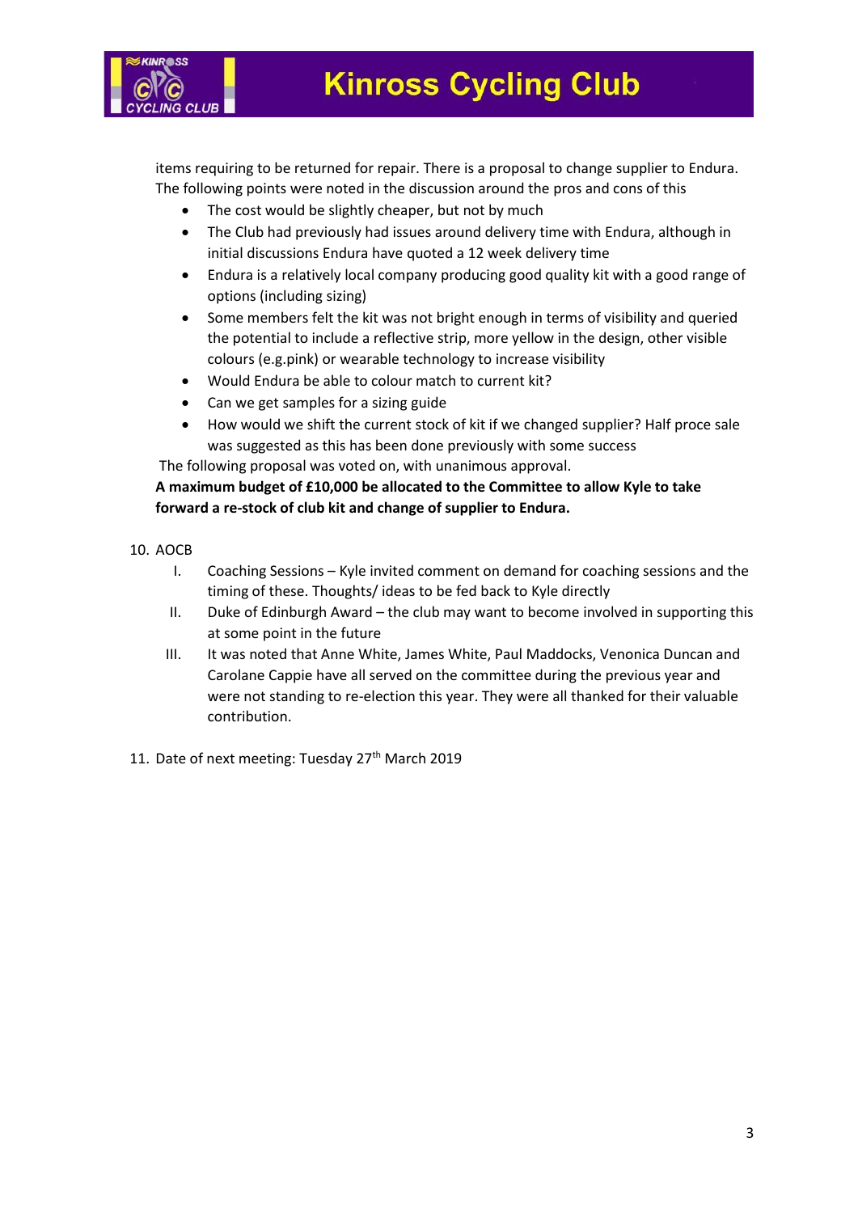items requiring to be returned for repair. There is a proposal to change supplier to Endura. The following points were noted in the discussion around the pros and cons of this

- The cost would be slightly cheaper, but not by much
- The Club had previously had issues around delivery time with Endura, although in initial discussions Endura have quoted a 12 week delivery time
- Endura is a relatively local company producing good quality kit with a good range of options (including sizing)
- Some members felt the kit was not bright enough in terms of visibility and queried the potential to include a reflective strip, more yellow in the design, other visible colours (e.g.pink) or wearable technology to increase visibility
- Would Endura be able to colour match to current kit?
- Can we get samples for a sizing guide
- How would we shift the current stock of kit if we changed supplier? Half proce sale was suggested as this has been done previously with some success

The following proposal was voted on, with unanimous approval.

**A maximum budget of £10,000 be allocated to the Committee to allow Kyle to take forward a re-stock of club kit and change of supplier to Endura.**

10. AOCB
    - I. Coaching Sessions – Kyle invited comment on demand for coaching sessions and the timing of these. Thoughts/ ideas to be fed back to Kyle directly
    - II. Duke of Edinburgh Award – the club may want to become involved in supporting this at some point in the future
    - III. It was noted that Anne White, James White, Paul Maddocks, Venonica Duncan and Carolane Cappie have all served on the committee during the previous year and were not standing to re-election this year. They were all thanked for their valuable contribution.

11. Date of next meeting: Tuesday 27th March 2019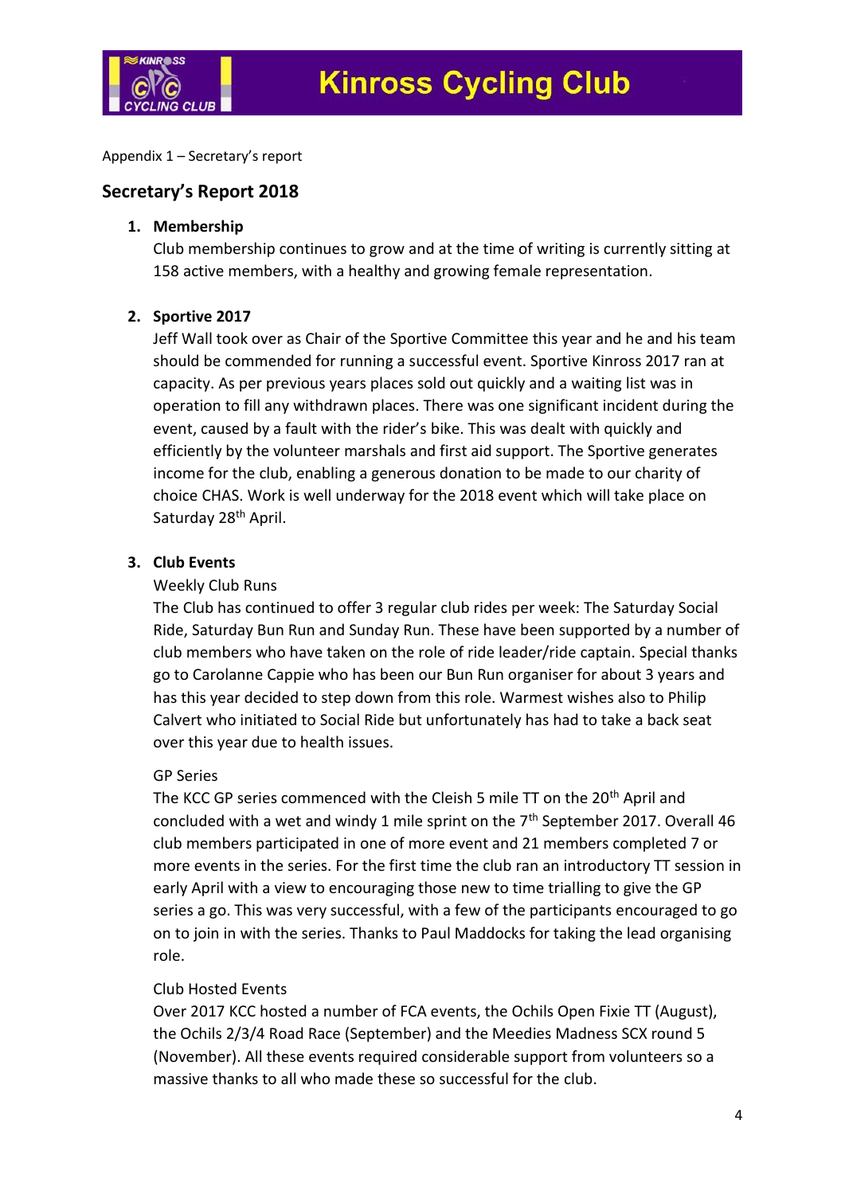Appendix 1 – Secretary's report

## Secretary's Report 2018

1. **Membership**
   Club membership continues to grow and at the time of writing is currently sitting at 158 active members, with a healthy and growing female representation.

2. **Sportive 2017**
   Jeff Wall took over as Chair of the Sportive Committee this year and he and his team should be commended for running a successful event. Sportive Kinross 2017 ran at capacity. As per previous years places sold out quickly and a waiting list was in operation to fill any withdrawn places. There was one significant incident during the event, caused by a fault with the rider's bike. This was dealt with quickly and efficiently by the volunteer marshals and first aid support. The Sportive generates income for the club, enabling a generous donation to be made to our charity of choice CHAS. Work is well underway for the 2018 event which will take place on Saturday 28th April.

3. **Club Events**
   Weekly Club Runs
   The Club has continued to offer 3 regular club rides per week: The Saturday Social Ride, Saturday Bun Run and Sunday Run. These have been supported by a number of club members who have taken on the role of ride leader/ride captain. Special thanks go to Carolanne Cappie who has been our Bun Run organiser for about 3 years and has this year decided to step down from this role. Warmest wishes also to Philip Calvert who initiated to Social Ride but unfortunately has had to take a back seat over this year due to health issues.

   GP Series
   The KCC GP series commenced with the Cleish 5 mile TT on the 20th April and concluded with a wet and windy 1 mile sprint on the 7th September 2017. Overall 46 club members participated in one of more event and 21 members completed 7 or more events in the series. For the first time the club ran an introductory TT session in early April with a view to encouraging those new to time trialling to give the GP series a go. This was very successful, with a few of the participants encouraged to go on to join in with the series. Thanks to Paul Maddocks for taking the lead organising role.

   Club Hosted Events
   Over 2017 KCC hosted a number of FCA events, the Ochils Open Fixie TT (August), the Ochils 2/3/4 Road Race (September) and the Meedies Madness SCX round 5 (November). All these events required considerable support from volunteers so a massive thanks to all who made these so successful for the club.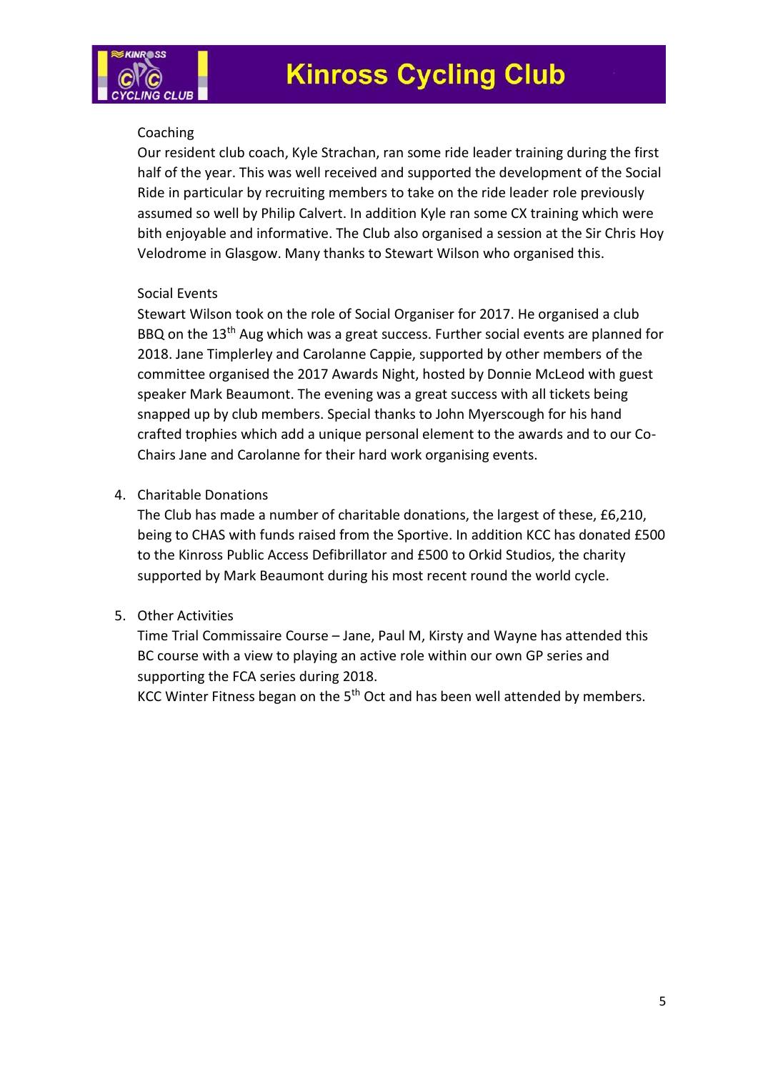Coaching

Our resident club coach, Kyle Strachan, ran some ride leader training during the first half of the year. This was well received and supported the development of the Social Ride in particular by recruiting members to take on the ride leader role previously assumed so well by Philip Calvert. In addition Kyle ran some CX training which were bith enjoyable and informative. The Club also organised a session at the Sir Chris Hoy Velodrome in Glasgow. Many thanks to Stewart Wilson who organised this.

Social Events

Stewart Wilson took on the role of Social Organiser for 2017. He organised a club BBQ on the 13th Aug which was a great success. Further social events are planned for 2018. Jane Timplerley and Carolanne Cappie, supported by other members of the committee organised the 2017 Awards Night, hosted by Donnie McLeod with guest speaker Mark Beaumont. The evening was a great success with all tickets being snapped up by club members. Special thanks to John Myerscough for his hand crafted trophies which add a unique personal element to the awards and to our Co-Chairs Jane and Carolanne for their hard work organising events.

4. Charitable Donations

   The Club has made a number of charitable donations, the largest of these, £6,210, being to CHAS with funds raised from the Sportive. In addition KCC has donated £500 to the Kinross Public Access Defibrillator and £500 to Orkid Studios, the charity supported by Mark Beaumont during his most recent round the world cycle.

5. Other Activities

   Time Trial Commissaire Course – Jane, Paul M, Kirsty and Wayne has attended this BC course with a view to playing an active role within our own GP series and supporting the FCA series during 2018.

   KCC Winter Fitness began on the 5th Oct and has been well attended by members.